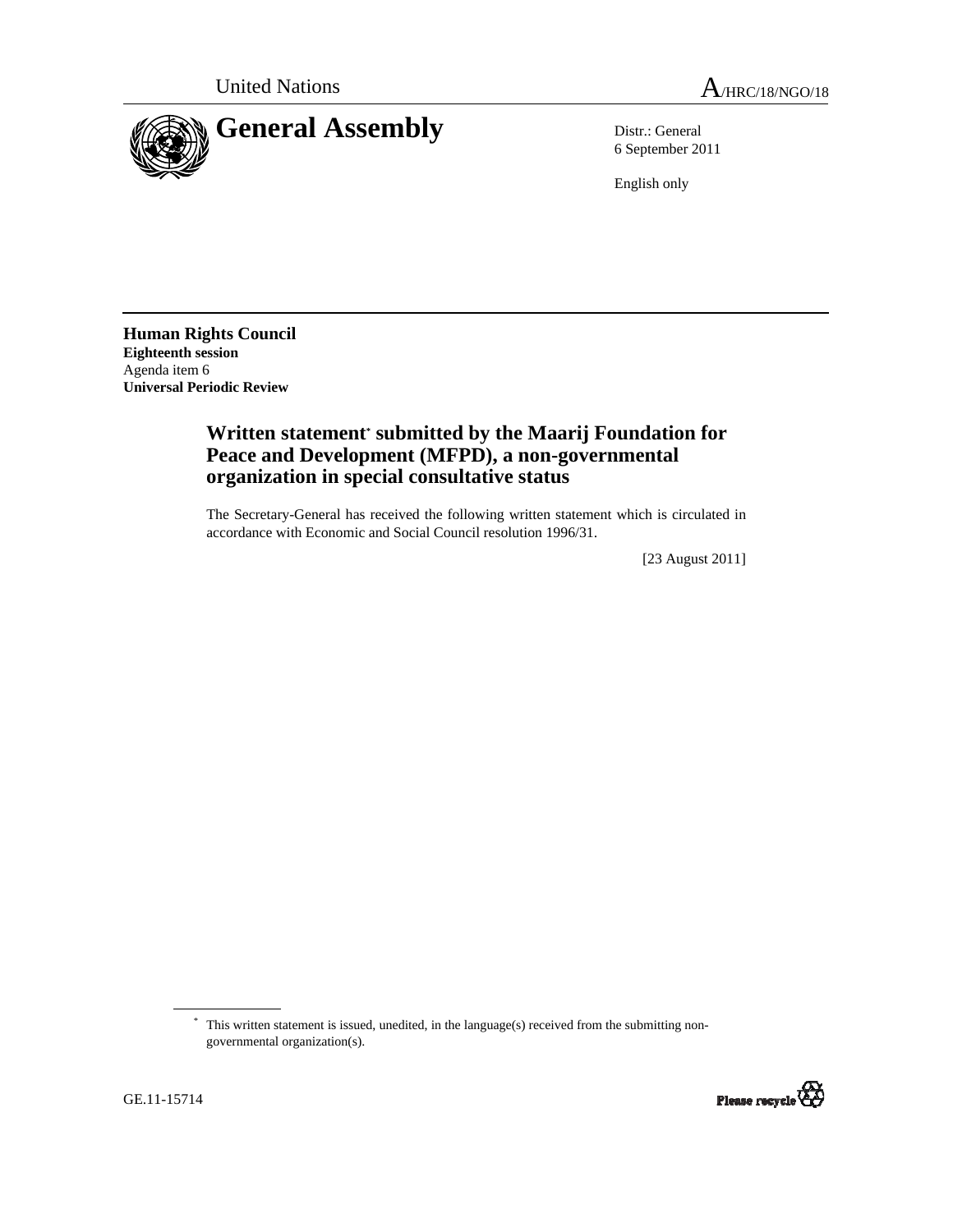United Nations A/HRC/18/NGO/18

# General Assembly

Distr.: General
6 September 2011

English only

**Human Rights Council**
**Eighteenth session**
Agenda item 6
**Universal Periodic Review**

## Written statement* submitted by the Maarij Foundation for Peace and Development (MFPD), a non-governmental organization in special consultative status

The Secretary-General has received the following written statement which is circulated in accordance with Economic and Social Council resolution 1996/31.

[23 August 2011]

* This written statement is issued, unedited, in the language(s) received from the submitting non-governmental organization(s).

GE.11-15714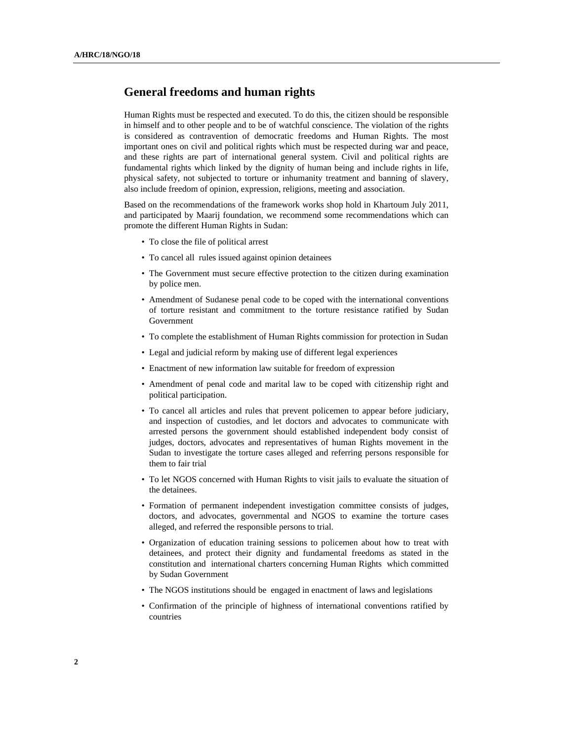## General freedoms and human rights

Human Rights must be respected and executed. To do this, the citizen should be responsible in himself and to other people and to be of watchful conscience. The violation of the rights is considered as contravention of democratic freedoms and Human Rights. The most important ones on civil and political rights which must be respected during war and peace, and these rights are part of international general system. Civil and political rights are fundamental rights which linked by the dignity of human being and include rights in life, physical safety, not subjected to torture or inhumanity treatment and banning of slavery, also include freedom of opinion, expression, religions, meeting and association.

Based on the recommendations of the framework works shop hold in Khartoum July 2011, and participated by Maarij foundation, we recommend some recommendations which can promote the different Human Rights in Sudan:

- To close the file of political arrest
- To cancel all rules issued against opinion detainees
- The Government must secure effective protection to the citizen during examination by police men.
- Amendment of Sudanese penal code to be coped with the international conventions of torture resistant and commitment to the torture resistance ratified by Sudan Government
- To complete the establishment of Human Rights commission for protection in Sudan
- Legal and judicial reform by making use of different legal experiences
- Enactment of new information law suitable for freedom of expression
- Amendment of penal code and marital law to be coped with citizenship right and political participation.
- To cancel all articles and rules that prevent policemen to appear before judiciary, and inspection of custodies, and let doctors and advocates to communicate with arrested persons the government should established independent body consist of judges, doctors, advocates and representatives of human Rights movement in the Sudan to investigate the torture cases alleged and referring persons responsible for them to fair trial
- To let NGOS concerned with Human Rights to visit jails to evaluate the situation of the detainees.
- Formation of permanent independent investigation committee consists of judges, doctors, and advocates, governmental and NGOS to examine the torture cases alleged, and referred the responsible persons to trial.
- Organization of education training sessions to policemen about how to treat with detainees, and protect their dignity and fundamental freedoms as stated in the constitution and international charters concerning Human Rights which committed by Sudan Government
- The NGOS institutions should be engaged in enactment of laws and legislations
- Confirmation of the principle of highness of international conventions ratified by countries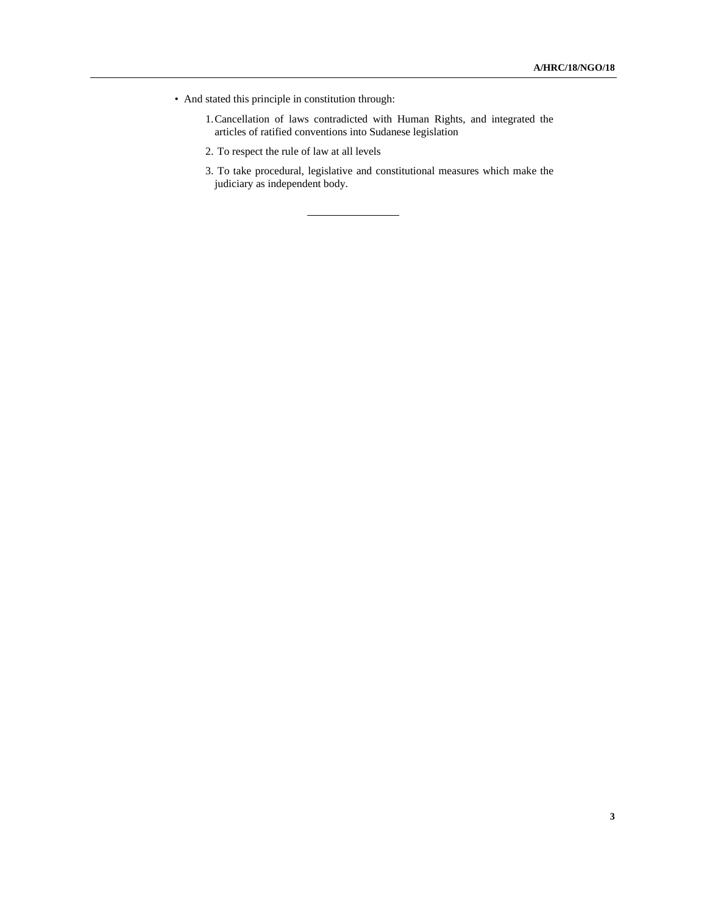- And stated this principle in constitution through:

  1. Cancellation of laws contradicted with Human Rights, and integrated the articles of ratified conventions into Sudanese legislation

  2. To respect the rule of law at all levels

  3. To take procedural, legislative and constitutional measures which make the judiciary as independent body.